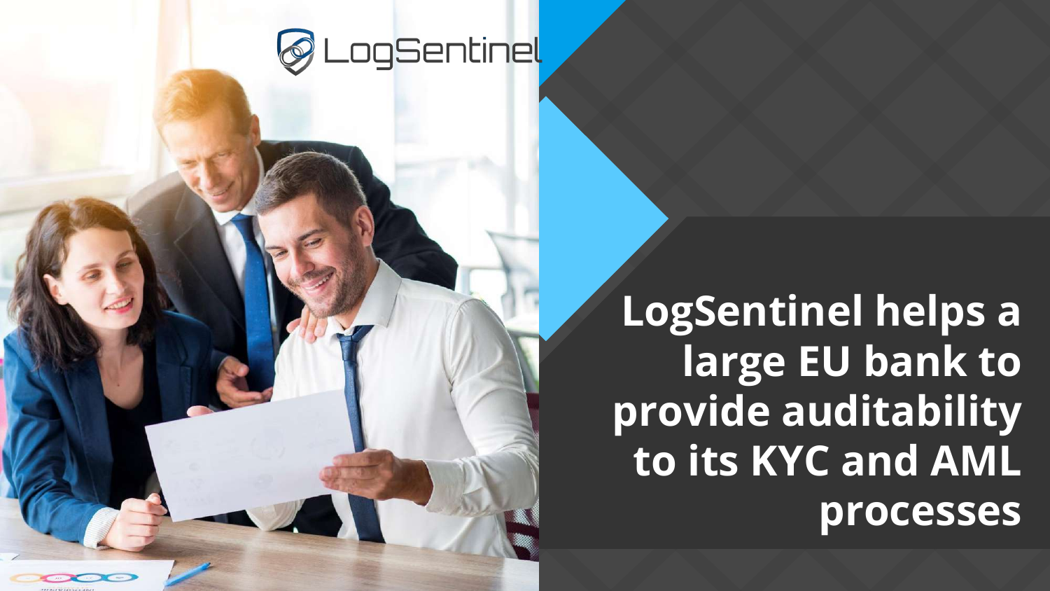LogSentinel

# LogSentinel helps a large EU bank to provide auditability to its KYC and AML processes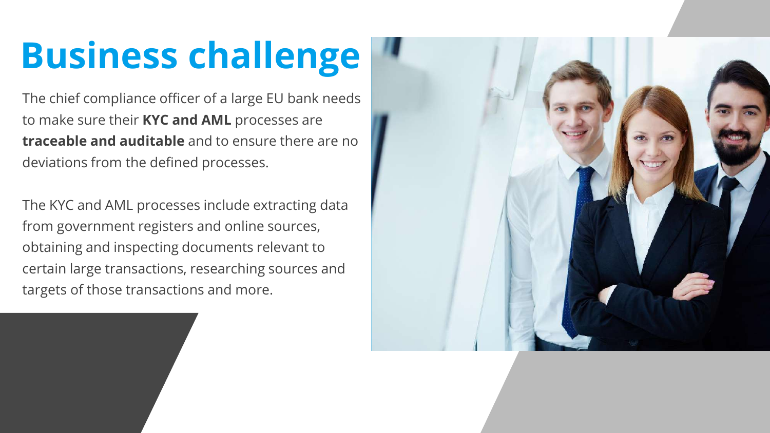# Business challenge

The chief compliance officer of a large EU bank needs to make sure their **KYC and AML** processes are **traceable and auditable** and to ensure there are no deviations from the defined processes.

The KYC and AML processes include extracting data from government registers and online sources, obtaining and inspecting documents relevant to certain large transactions, researching sources and targets of those transactions and more.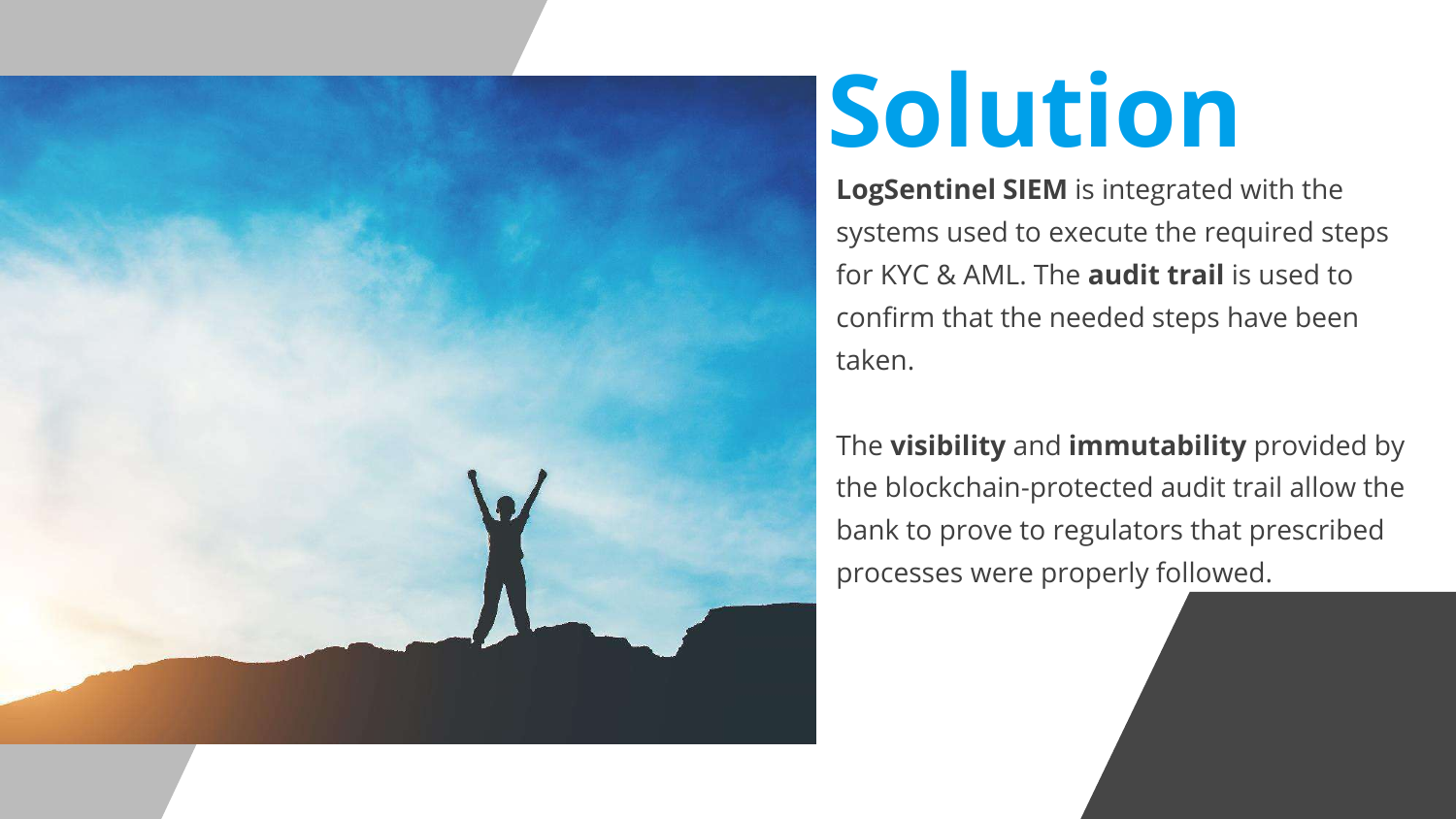# Solution

**LogSentinel SIEM** is integrated with the systems used to execute the required steps for KYC & AML. The **audit trail** is used to confirm that the needed steps have been taken.

The **visibility** and **immutability** provided by the blockchain-protected audit trail allow the bank to prove to regulators that prescribed processes were properly followed.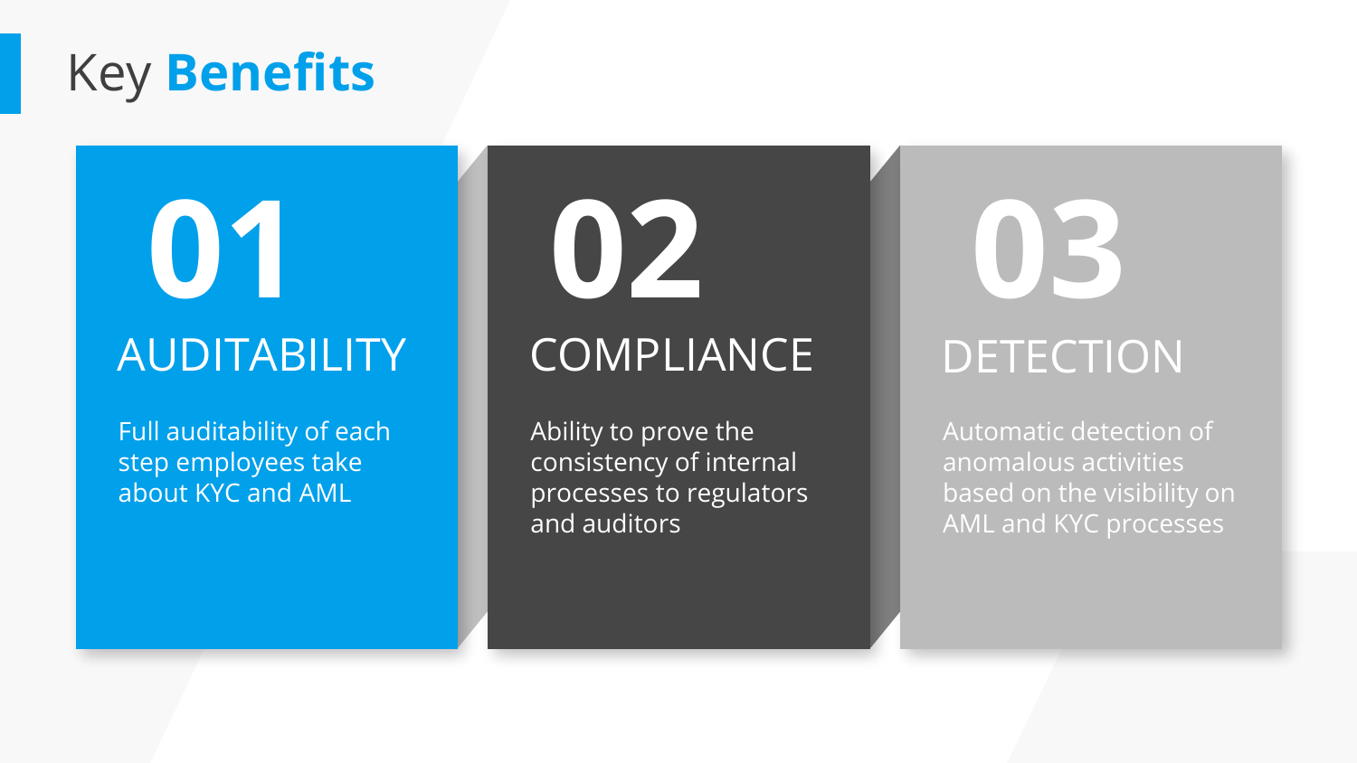# Key **Benefits**

## 01
### AUDITABILITY

Full auditability of each step employees take about KYC and AML

## 02
### COMPLIANCE

Ability to prove the consistency of internal processes to regulators and auditors

## 03
### DETECTION

Automatic detection of anomalous activities based on the visibility on AML and KYC processes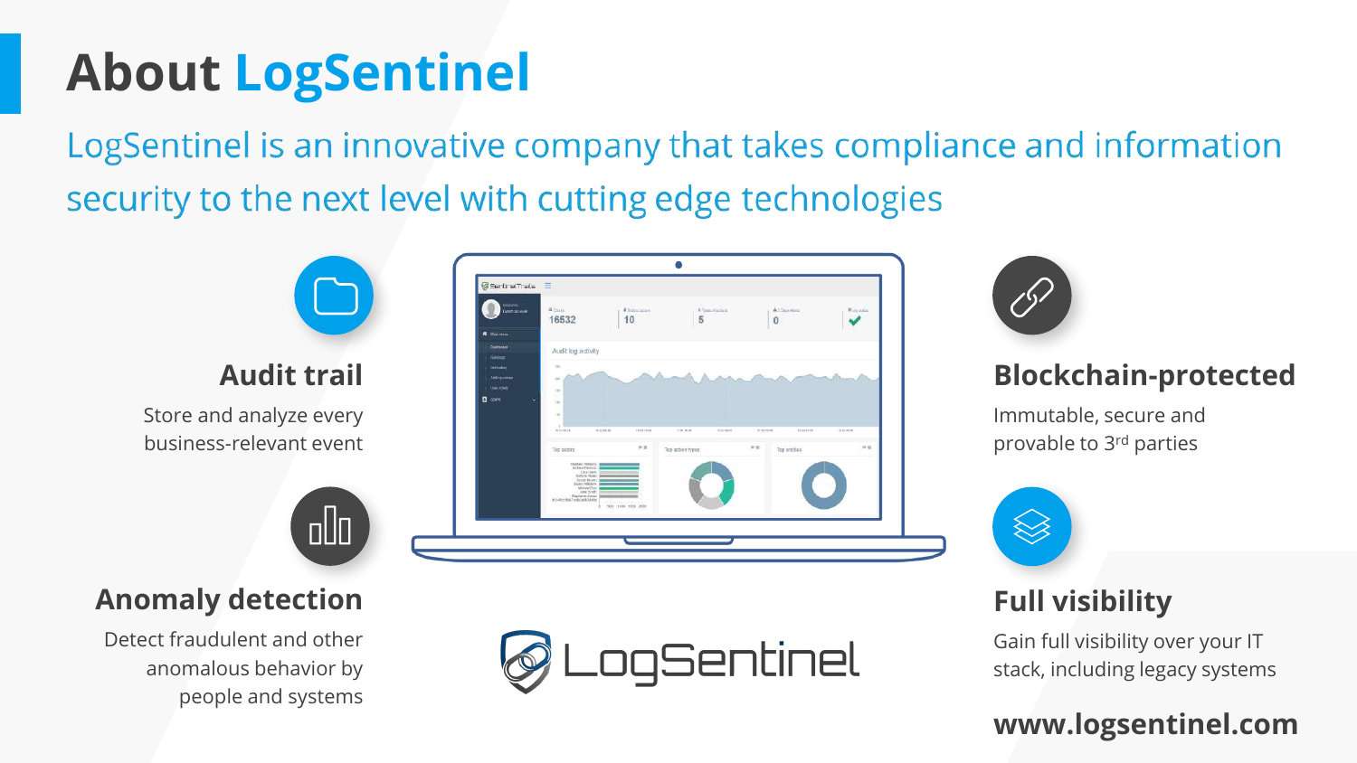# About LogSentinel

LogSentinel is an innovative company that takes compliance and information security to the next level with cutting edge technologies

## Audit trail

Store and analyze every business-relevant event

## Anomaly detection

Detect fraudulent and other anomalous behavior by people and systems

## Blockchain-protected

Immutable, secure and provable to 3rd parties

## Full visibility

Gain full visibility over your IT stack, including legacy systems

LogSentinel

**www.logsentinel.com**